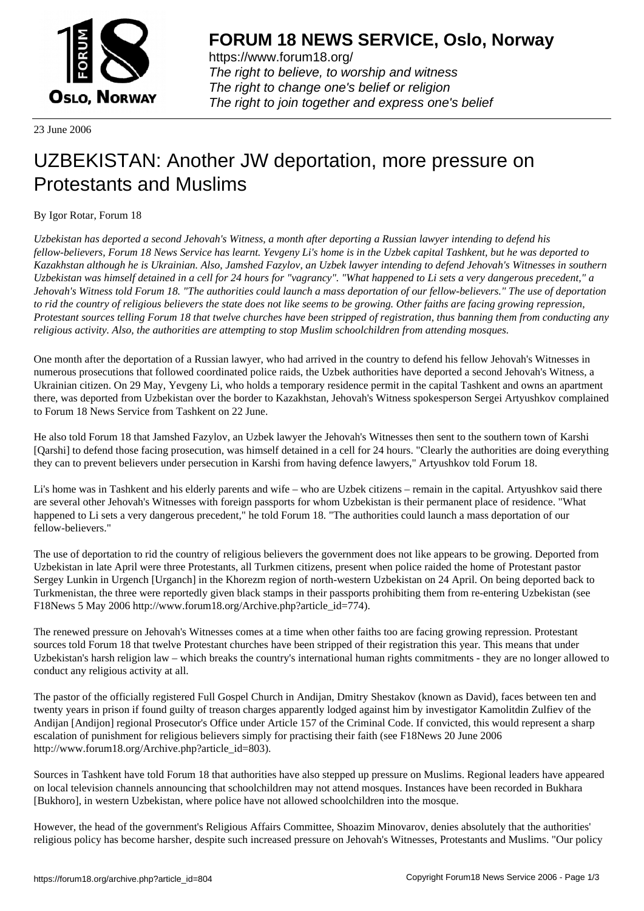23 June 2006

# UZBEKISTAN: Another JW deportation, more pressure on Protestants and Muslims

By Igor Rotar, Forum 18

*Uzbekistan has deported a second Jehovah's Witness, a month after deporting a Russian lawyer intending to defend his fellow-believers, Forum 18 News Service has learnt. Yevgeny Li's home is in the Uzbek capital Tashkent, but he was deported to Kazakhstan although he is Ukrainian. Also, Jamshed Fazylov, an Uzbek lawyer intending to defend Jehovah's Witnesses in southern Uzbekistan was himself detained in a cell for 24 hours for "vagrancy". "What happened to Li sets a very dangerous precedent," a Jehovah's Witness told Forum 18. "The authorities could launch a mass deportation of our fellow-believers." The use of deportation to rid the country of religious believers the state does not like seems to be growing. Other faiths are facing growing repression, Protestant sources telling Forum 18 that twelve churches have been stripped of registration, thus banning them from conducting any religious activity. Also, the authorities are attempting to stop Muslim schoolchildren from attending mosques.*

One month after the deportation of a Russian lawyer, who had arrived in the country to defend his fellow Jehovah's Witnesses in numerous prosecutions that followed coordinated police raids, the Uzbek authorities have deported a second Jehovah's Witness, a Ukrainian citizen. On 29 May, Yevgeny Li, who holds a temporary residence permit in the capital Tashkent and owns an apartment there, was deported from Uzbekistan over the border to Kazakhstan, Jehovah's Witness spokesperson Sergei Artyushkov complained to Forum 18 News Service from Tashkent on 22 June.

He also told Forum 18 that Jamshed Fazylov, an Uzbek lawyer the Jehovah's Witnesses then sent to the southern town of Karshi [Qarshi] to defend those facing prosecution, was himself detained in a cell for 24 hours. "Clearly the authorities are doing everything they can to prevent believers under persecution in Karshi from having defence lawyers," Artyushkov told Forum 18.

Li's home was in Tashkent and his elderly parents and wife – who are Uzbek citizens – remain in the capital. Artyushkov said there are several other Jehovah's Witnesses with foreign passports for whom Uzbekistan is their permanent place of residence. "What happened to Li sets a very dangerous precedent," he told Forum 18. "The authorities could launch a mass deportation of our fellow-believers."

The use of deportation to rid the country of religious believers the government does not like appears to be growing. Deported from Uzbekistan in late April were three Protestants, all Turkmen citizens, present when police raided the home of Protestant pastor Sergey Lunkin in Urgench [Urganch] in the Khorezm region of north-western Uzbekistan on 24 April. On being deported back to Turkmenistan, the three were reportedly given black stamps in their passports prohibiting them from re-entering Uzbekistan (see F18News 5 May 2006 http://www.forum18.org/Archive.php?article_id=774).

The renewed pressure on Jehovah's Witnesses comes at a time when other faiths too are facing growing repression. Protestant sources told Forum 18 that twelve Protestant churches have been stripped of their registration this year. This means that under Uzbekistan's harsh religion law – which breaks the country's international human rights commitments - they are no longer allowed to conduct any religious activity at all.

The pastor of the officially registered Full Gospel Church in Andijan, Dmitry Shestakov (known as David), faces between ten and twenty years in prison if found guilty of treason charges apparently lodged against him by investigator Kamolitdin Zulfiev of the Andijan [Andijon] regional Prosecutor's Office under Article 157 of the Criminal Code. If convicted, this would represent a sharp escalation of punishment for religious believers simply for practising their faith (see F18News 20 June 2006 http://www.forum18.org/Archive.php?article_id=803).

Sources in Tashkent have told Forum 18 that authorities have also stepped up pressure on Muslims. Regional leaders have appeared on local television channels announcing that schoolchildren may not attend mosques. Instances have been recorded in Bukhara [Bukhoro], in western Uzbekistan, where police have not allowed schoolchildren into the mosque.

However, the head of the government's Religious Affairs Committee, Shoazim Minovarov, denies absolutely that the authorities' religious policy has become harsher, despite such increased pressure on Jehovah's Witnesses, Protestants and Muslims. "Our policy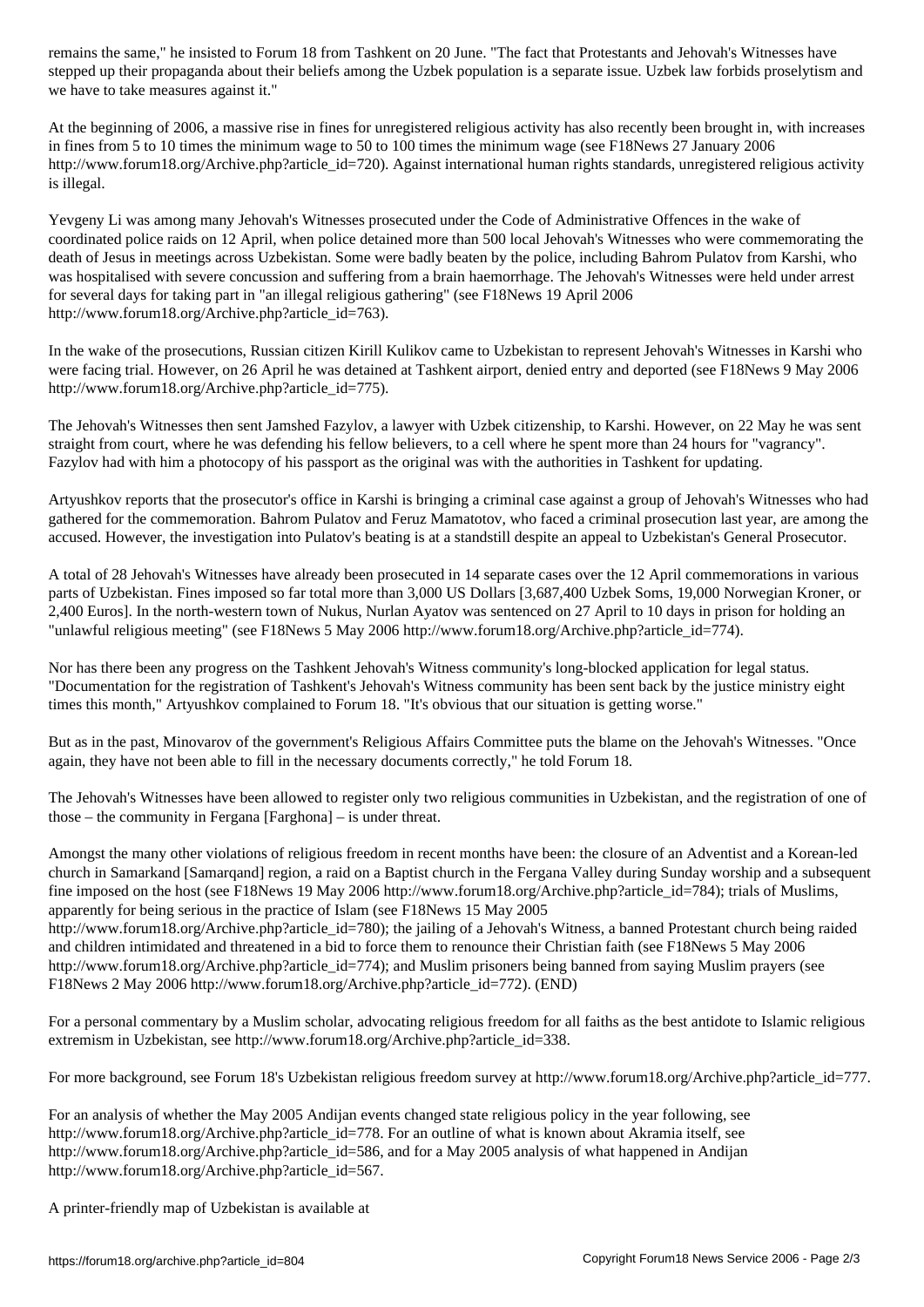remains the same," he insisted to Forum 18 from Tashkent on 20 June. "The fact that Protestants and Jehovah's Witnesses have stepped up their propaganda about their beliefs among the Uzbek population is a separate issue. Uzbek law forbids proselytism and we have to take measures against it."

At the beginning of 2006, a massive rise in fines for unregistered religious activity has also recently been brought in, with increases in fines from 5 to 10 times the minimum wage to 50 to 100 times the minimum wage (see F18News 27 January 2006 http://www.forum18.org/Archive.php?article_id=720). Against international human rights standards, unregistered religious activity is illegal.

Yevgeny Li was among many Jehovah's Witnesses prosecuted under the Code of Administrative Offences in the wake of coordinated police raids on 12 April, when police detained more than 500 local Jehovah's Witnesses who were commemorating the death of Jesus in meetings across Uzbekistan. Some were badly beaten by the police, including Bahrom Pulatov from Karshi, who was hospitalised with severe concussion and suffering from a brain haemorrhage. The Jehovah's Witnesses were held under arrest for several days for taking part in "an illegal religious gathering" (see F18News 19 April 2006 http://www.forum18.org/Archive.php?article_id=763).

In the wake of the prosecutions, Russian citizen Kirill Kulikov came to Uzbekistan to represent Jehovah's Witnesses in Karshi who were facing trial. However, on 26 April he was detained at Tashkent airport, denied entry and deported (see F18News 9 May 2006 http://www.forum18.org/Archive.php?article_id=775).

The Jehovah's Witnesses then sent Jamshed Fazylov, a lawyer with Uzbek citizenship, to Karshi. However, on 22 May he was sent straight from court, where he was defending his fellow believers, to a cell where he spent more than 24 hours for "vagrancy". Fazylov had with him a photocopy of his passport as the original was with the authorities in Tashkent for updating.

Artyushkov reports that the prosecutor's office in Karshi is bringing a criminal case against a group of Jehovah's Witnesses who had gathered for the commemoration. Bahrom Pulatov and Feruz Mamatotov, who faced a criminal prosecution last year, are among the accused. However, the investigation into Pulatov's beating is at a standstill despite an appeal to Uzbekistan's General Prosecutor.

A total of 28 Jehovah's Witnesses have already been prosecuted in 14 separate cases over the 12 April commemorations in various parts of Uzbekistan. Fines imposed so far total more than 3,000 US Dollars [3,687,400 Uzbek Soms, 19,000 Norwegian Kroner, or 2,400 Euros]. In the north-western town of Nukus, Nurlan Ayatov was sentenced on 27 April to 10 days in prison for holding an "unlawful religious meeting" (see F18News 5 May 2006 http://www.forum18.org/Archive.php?article_id=774).

Nor has there been any progress on the Tashkent Jehovah's Witness community's long-blocked application for legal status. "Documentation for the registration of Tashkent's Jehovah's Witness community has been sent back by the justice ministry eight times this month," Artyushkov complained to Forum 18. "It's obvious that our situation is getting worse."

But as in the past, Minovarov of the government's Religious Affairs Committee puts the blame on the Jehovah's Witnesses. "Once again, they have not been able to fill in the necessary documents correctly," he told Forum 18.

The Jehovah's Witnesses have been allowed to register only two religious communities in Uzbekistan, and the registration of one of those – the community in Fergana [Farghona] – is under threat.

Amongst the many other violations of religious freedom in recent months have been: the closure of an Adventist and a Korean-led church in Samarkand [Samarqand] region, a raid on a Baptist church in the Fergana Valley during Sunday worship and a subsequent fine imposed on the host (see F18News 19 May 2006 http://www.forum18.org/Archive.php?article_id=784); trials of Muslims, apparently for being serious in the practice of Islam (see F18News 15 May 2005 http://www.forum18.org/Archive.php?article_id=780); the jailing of a Jehovah's Witness, a banned Protestant church being raided and children intimidated and threatened in a bid to force them to renounce their Christian faith (see F18News 5 May 2006 http://www.forum18.org/Archive.php?article_id=774); and Muslim prisoners being banned from saying Muslim prayers (see F18News 2 May 2006 http://www.forum18.org/Archive.php?article_id=772). (END)

For a personal commentary by a Muslim scholar, advocating religious freedom for all faiths as the best antidote to Islamic religious extremism in Uzbekistan, see http://www.forum18.org/Archive.php?article_id=338.

For more background, see Forum 18's Uzbekistan religious freedom survey at http://www.forum18.org/Archive.php?article_id=777.

For an analysis of whether the May 2005 Andijan events changed state religious policy in the year following, see http://www.forum18.org/Archive.php?article_id=778. For an outline of what is known about Akramia itself, see http://www.forum18.org/Archive.php?article_id=586, and for a May 2005 analysis of what happened in Andijan http://www.forum18.org/Archive.php?article_id=567.

A printer-friendly map of Uzbekistan is available at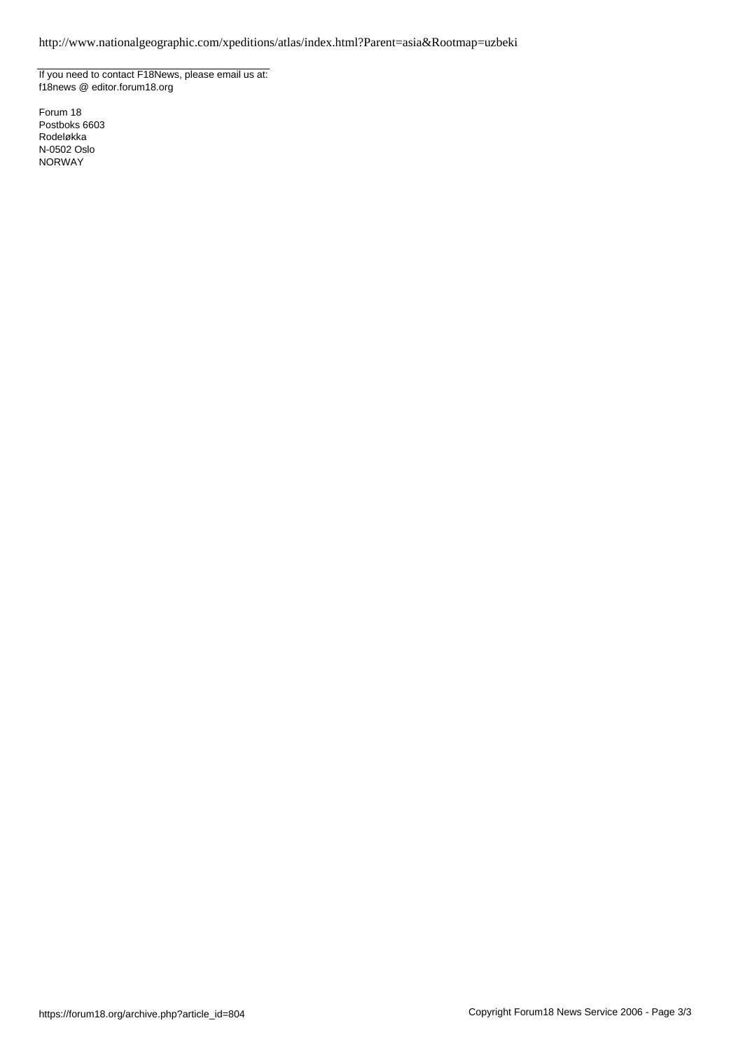http://www.nationalgeographic.com/xpeditions/atlas/index.html?Parent=asia&Rootmap=uzbeki

---

If you need to contact F18News, please email us at:
f18news @ editor.forum18.org

Forum 18
Postboks 6603
Rodeløkka
N-0502 Oslo
NORWAY